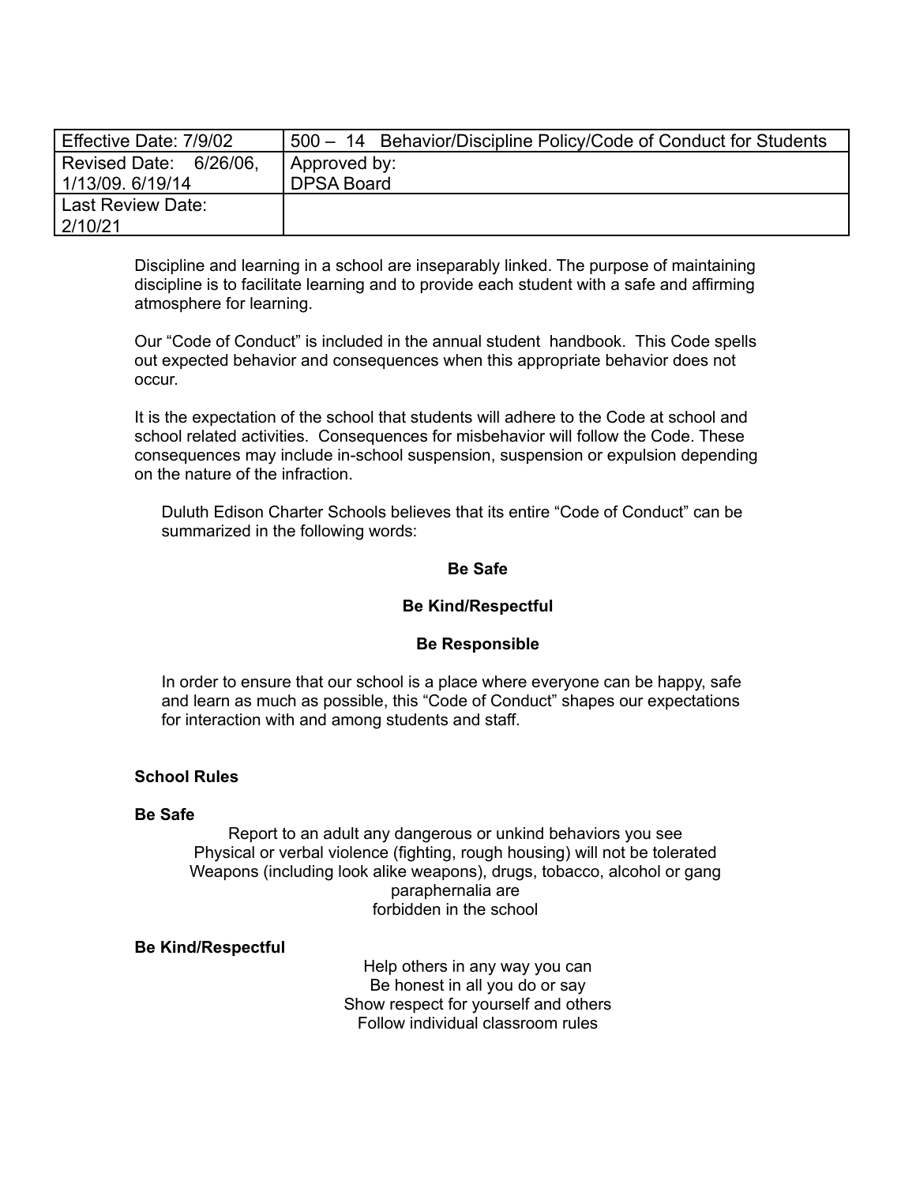| Effective Date: 7/9/02 | 500 – 14 Behavior/Discipline Policy/Code of Conduct for Students |
|---|---|
| Revised Date: 6/26/06, 1/13/09. 6/19/14 | Approved by: DPSA Board |
| Last Review Date: 2/10/21 | |

Discipline and learning in a school are inseparably linked. The purpose of maintaining discipline is to facilitate learning and to provide each student with a safe and affirming atmosphere for learning.

Our "Code of Conduct" is included in the annual student handbook. This Code spells out expected behavior and consequences when this appropriate behavior does not occur.

It is the expectation of the school that students will adhere to the Code at school and school related activities. Consequences for misbehavior will follow the Code. These consequences may include in-school suspension, suspension or expulsion depending on the nature of the infraction.

Duluth Edison Charter Schools believes that its entire "Code of Conduct" can be summarized in the following words:

**Be Safe**

**Be Kind/Respectful**

**Be Responsible**

In order to ensure that our school is a place where everyone can be happy, safe and learn as much as possible, this "Code of Conduct" shapes our expectations for interaction with and among students and staff.

**School Rules**

**Be Safe**

Report to an adult any dangerous or unkind behaviors you see
Physical or verbal violence (fighting, rough housing) will not be tolerated
Weapons (including look alike weapons), drugs, tobacco, alcohol or gang paraphernalia are
forbidden in the school

**Be Kind/Respectful**

Help others in any way you can
Be honest in all you do or say
Show respect for yourself and others
Follow individual classroom rules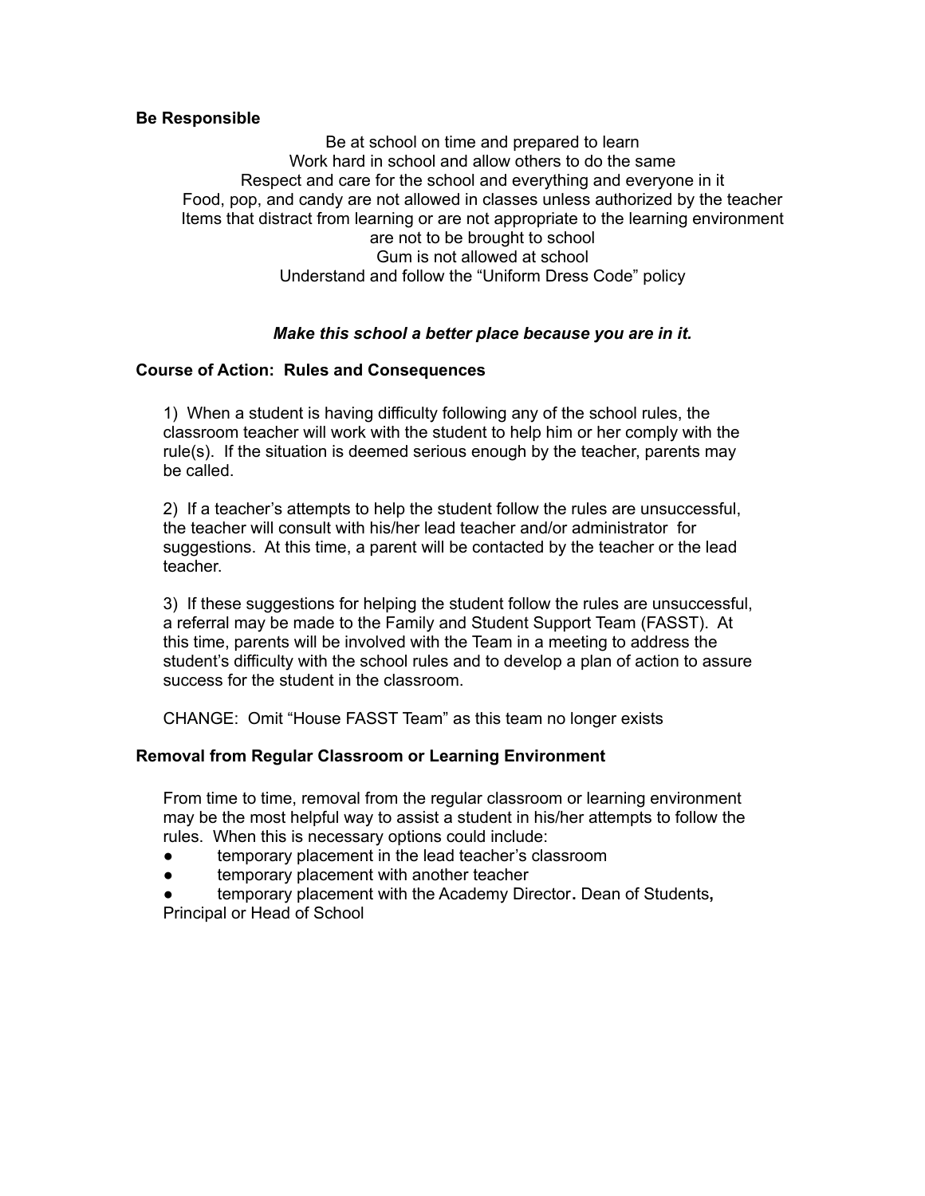**Be Responsible**

Be at school on time and prepared to learn
Work hard in school and allow others to do the same
Respect and care for the school and everything and everyone in it
Food, pop, and candy are not allowed in classes unless authorized by the teacher
Items that distract from learning or are not appropriate to the learning environment are not to be brought to school
Gum is not allowed at school
Understand and follow the "Uniform Dress Code" policy

***Make this school a better place because you are in it.***

**Course of Action: Rules and Consequences**

1) When a student is having difficulty following any of the school rules, the classroom teacher will work with the student to help him or her comply with the rule(s). If the situation is deemed serious enough by the teacher, parents may be called.

2) If a teacher's attempts to help the student follow the rules are unsuccessful, the teacher will consult with his/her lead teacher and/or administrator for suggestions. At this time, a parent will be contacted by the teacher or the lead teacher.

3) If these suggestions for helping the student follow the rules are unsuccessful, a referral may be made to the Family and Student Support Team (FASST). At this time, parents will be involved with the Team in a meeting to address the student's difficulty with the school rules and to develop a plan of action to assure success for the student in the classroom.

CHANGE: Omit "House FASST Team" as this team no longer exists

**Removal from Regular Classroom or Learning Environment**

From time to time, removal from the regular classroom or learning environment may be the most helpful way to assist a student in his/her attempts to follow the rules. When this is necessary options could include:

- temporary placement in the lead teacher's classroom
- temporary placement with another teacher
- temporary placement with the Academy Director**.** Dean of Students**,** Principal or Head of School